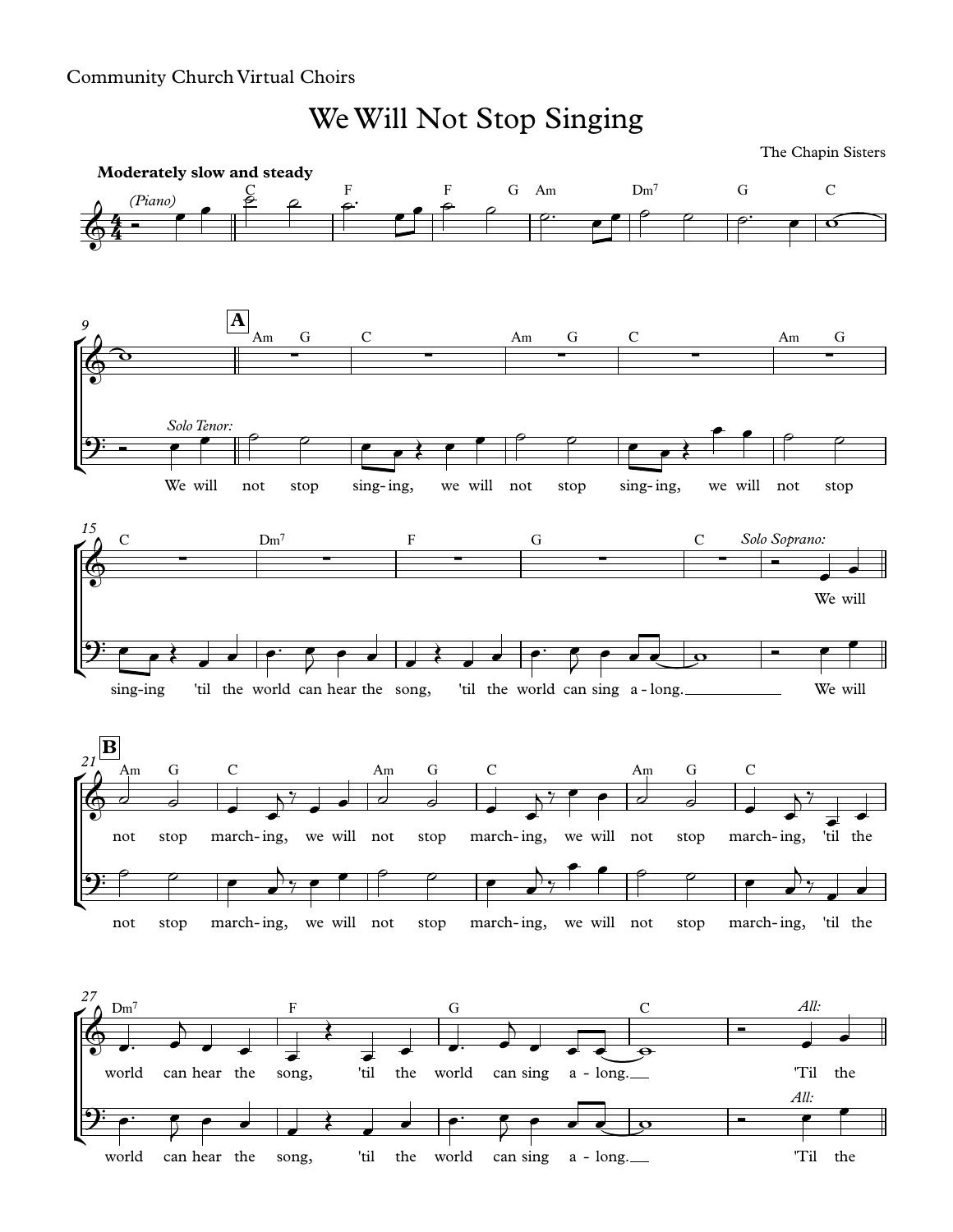Community Church Virtual Choirs

# We Will Not Stop Singing

The Chapin Sisters

**Moderately slow and steady**

We will not stop sing-ing, we will not stop sing-ing, we will not stop sing-ing 'til the world can hear the song, 'til the world can sing a-long. We will

not stop march-ing, we will not stop march-ing, we will not stop march-ing, 'til the world can hear the song, 'til the world can sing a-long. 'Til the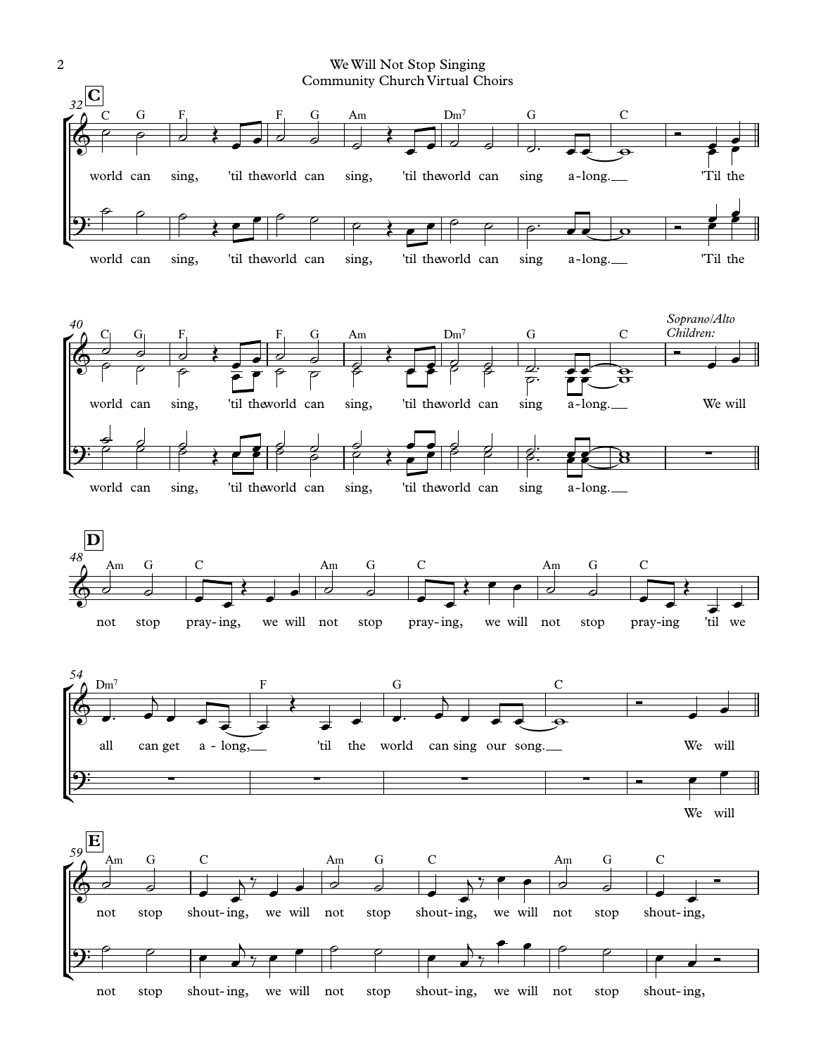**C**

32

C G F F G Am Dm7 G C

world can sing, 'til the world can sing, 'til the world can sing a-long. 'Til the

world can sing, 'til the world can sing, 'til the world can sing a-long. 'Til the

40

C G F F G Am Dm7 G C

world can sing, 'til the world can sing, 'til the world can sing a-long.

*Soprano/Alto Children:* We will

world can sing, 'til the world can sing, 'til the world can sing a-long.

**D**

48

Am G C Am G C Am G C

not stop pray-ing, we will not stop pray-ing, we will not stop pray-ing 'til we

54

Dm7 F G C

all can get a-long, 'til the world can sing our song. We will

We will

**E**

59

Am G C Am G C Am G C

not stop shout-ing, we will not stop shout-ing, we will not stop shout-ing,

not stop shout-ing, we will not stop shout-ing, we will not stop shout-ing,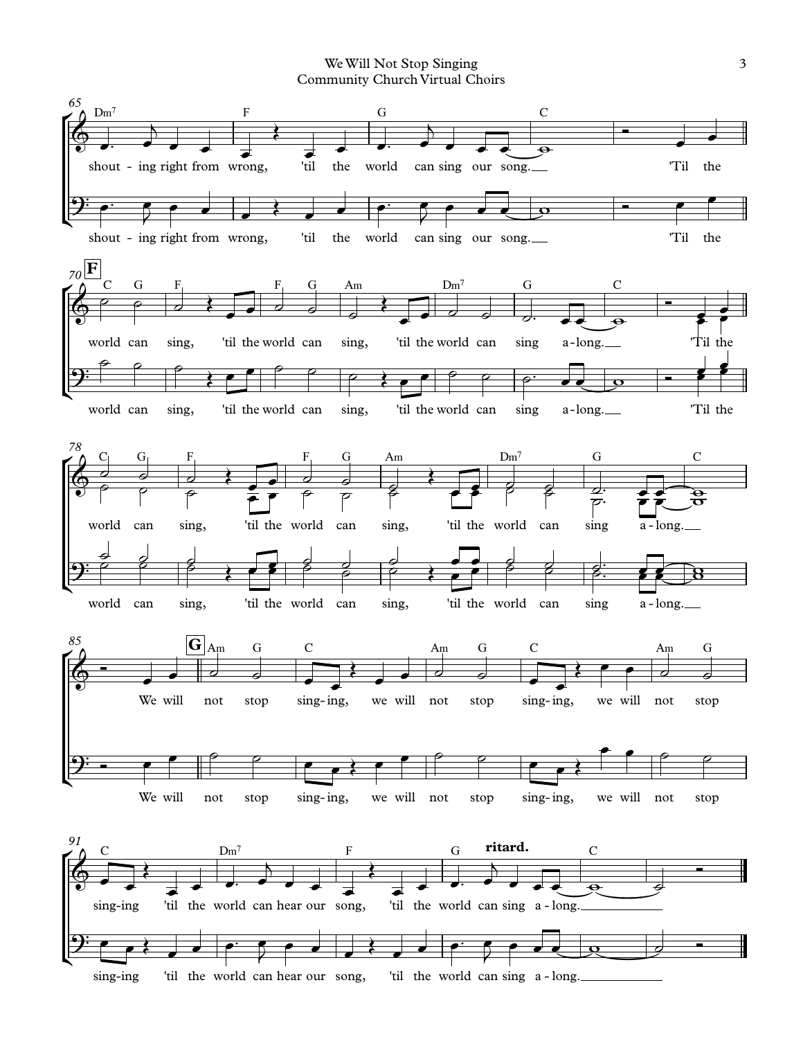shout - ing right from wrong, 'til the world can sing our song. 'Til the

**F**

world can sing, 'til the world can sing, 'til the world can sing a - long. 'Til the

world can sing, 'til the world can sing, 'til the world can sing a - long.

**G**

We will not stop sing - ing, we will not stop sing - ing, we will not stop

sing - ing 'til the world can hear our song, 'til the world can sing a - long.

ritard.